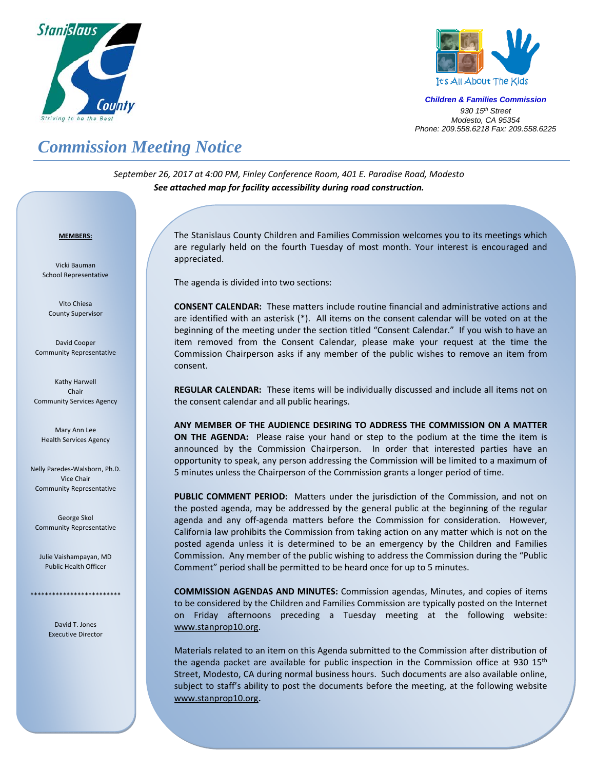Stanislaus County
Striving to be the Best

It's All About The Kids

***Children & Families Commission***
*930 15th Street*
*Modesto, CA 95354*
*Phone: 209.558.6218 Fax: 209.558.6225*

# *Commission Meeting Notice*

*September 26, 2017 at 4:00 PM, Finley Conference Room, 401 E. Paradise Road, Modesto*
***See attached map for facility accessibility during road construction.***

**MEMBERS:**

Vicki Bauman
School Representative

Vito Chiesa
County Supervisor

David Cooper
Community Representative

Kathy Harwell
Chair
Community Services Agency

Mary Ann Lee
Health Services Agency

Nelly Paredes-Walsborn, Ph.D.
Vice Chair
Community Representative

George Skol
Community Representative

Julie Vaishampayan, MD
Public Health Officer

*************************

David T. Jones
Executive Director

The Stanislaus County Children and Families Commission welcomes you to its meetings which are regularly held on the fourth Tuesday of most month. Your interest is encouraged and appreciated.

The agenda is divided into two sections:

**CONSENT CALENDAR:** These matters include routine financial and administrative actions and are identified with an asterisk (*). All items on the consent calendar will be voted on at the beginning of the meeting under the section titled "Consent Calendar." If you wish to have an item removed from the Consent Calendar, please make your request at the time the Commission Chairperson asks if any member of the public wishes to remove an item from consent.

**REGULAR CALENDAR:** These items will be individually discussed and include all items not on the consent calendar and all public hearings.

**ANY MEMBER OF THE AUDIENCE DESIRING TO ADDRESS THE COMMISSION ON A MATTER ON THE AGENDA:** Please raise your hand or step to the podium at the time the item is announced by the Commission Chairperson. In order that interested parties have an opportunity to speak, any person addressing the Commission will be limited to a maximum of 5 minutes unless the Chairperson of the Commission grants a longer period of time.

**PUBLIC COMMENT PERIOD:** Matters under the jurisdiction of the Commission, and not on the posted agenda, may be addressed by the general public at the beginning of the regular agenda and any off-agenda matters before the Commission for consideration. However, California law prohibits the Commission from taking action on any matter which is not on the posted agenda unless it is determined to be an emergency by the Children and Families Commission. Any member of the public wishing to address the Commission during the "Public Comment" period shall be permitted to be heard once for up to 5 minutes.

**COMMISSION AGENDAS AND MINUTES:** Commission agendas, Minutes, and copies of items to be considered by the Children and Families Commission are typically posted on the Internet on Friday afternoons preceding a Tuesday meeting at the following website: www.stanprop10.org.

Materials related to an item on this Agenda submitted to the Commission after distribution of the agenda packet are available for public inspection in the Commission office at 930 15th Street, Modesto, CA during normal business hours. Such documents are also available online, subject to staff's ability to post the documents before the meeting, at the following website www.stanprop10.org.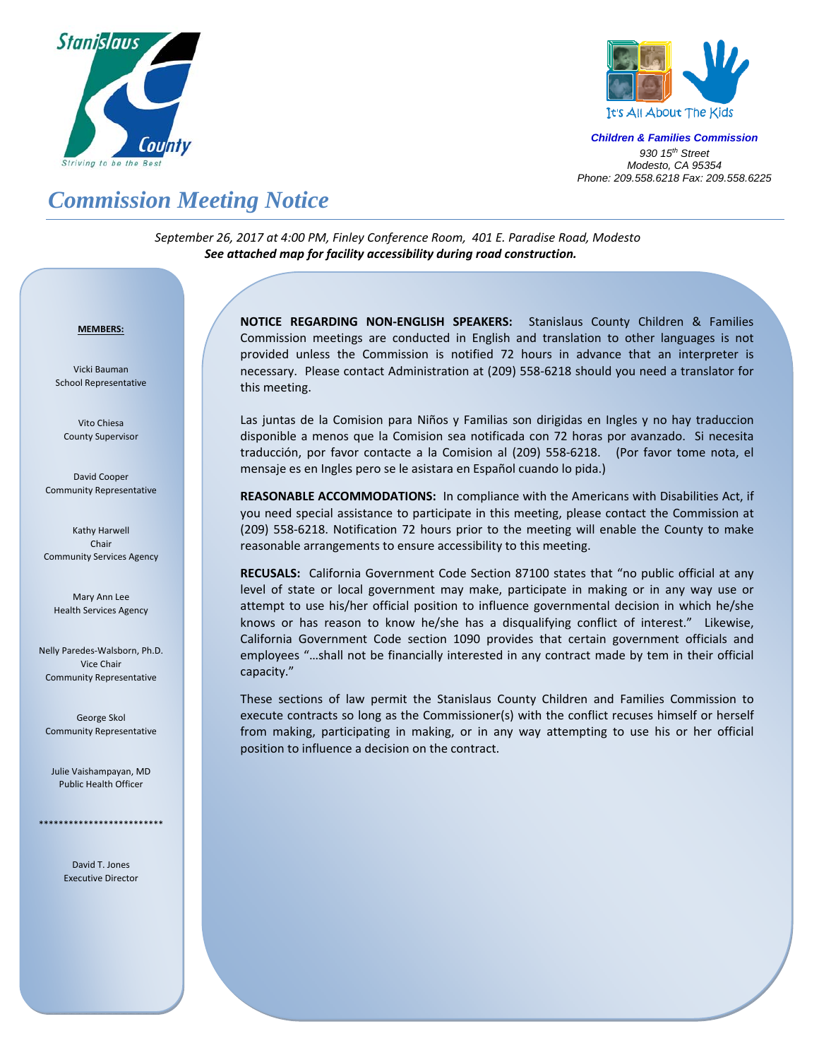Stanislaus County

Striving to be the Best

It's All About The Kids

***Children & Families Commission***

*930 15th Street*
*Modesto, CA 95354*
*Phone: 209.558.6218 Fax: 209.558.6225*

# *Commission Meeting Notice*

*September 26, 2017 at 4:00 PM, Finley Conference Room, 401 E. Paradise Road, Modesto*
***See attached map for facility accessibility during road construction.***

**MEMBERS:**

Vicki Bauman
School Representative

Vito Chiesa
County Supervisor

David Cooper
Community Representative

Kathy Harwell
Chair
Community Services Agency

Mary Ann Lee
Health Services Agency

Nelly Paredes-Walsborn, Ph.D.
Vice Chair
Community Representative

George Skol
Community Representative

Julie Vaishampayan, MD
Public Health Officer

*************************

David T. Jones
Executive Director

**NOTICE REGARDING NON-ENGLISH SPEAKERS:** Stanislaus County Children & Families Commission meetings are conducted in English and translation to other languages is not provided unless the Commission is notified 72 hours in advance that an interpreter is necessary. Please contact Administration at (209) 558-6218 should you need a translator for this meeting.

Las juntas de la Comision para Niños y Familias son dirigidas en Ingles y no hay traduccion disponible a menos que la Comision sea notificada con 72 horas por avanzado. Si necesita traducción, por favor contacte a la Comision al (209) 558-6218. (Por favor tome nota, el mensaje es en Ingles pero se le asistara en Español cuando lo pida.)

**REASONABLE ACCOMMODATIONS:** In compliance with the Americans with Disabilities Act, if you need special assistance to participate in this meeting, please contact the Commission at (209) 558-6218. Notification 72 hours prior to the meeting will enable the County to make reasonable arrangements to ensure accessibility to this meeting.

**RECUSALS:** California Government Code Section 87100 states that "no public official at any level of state or local government may make, participate in making or in any way use or attempt to use his/her official position to influence governmental decision in which he/she knows or has reason to know he/she has a disqualifying conflict of interest." Likewise, California Government Code section 1090 provides that certain government officials and employees "…shall not be financially interested in any contract made by tem in their official capacity."

These sections of law permit the Stanislaus County Children and Families Commission to execute contracts so long as the Commissioner(s) with the conflict recuses himself or herself from making, participating in making, or in any way attempting to use his or her official position to influence a decision on the contract.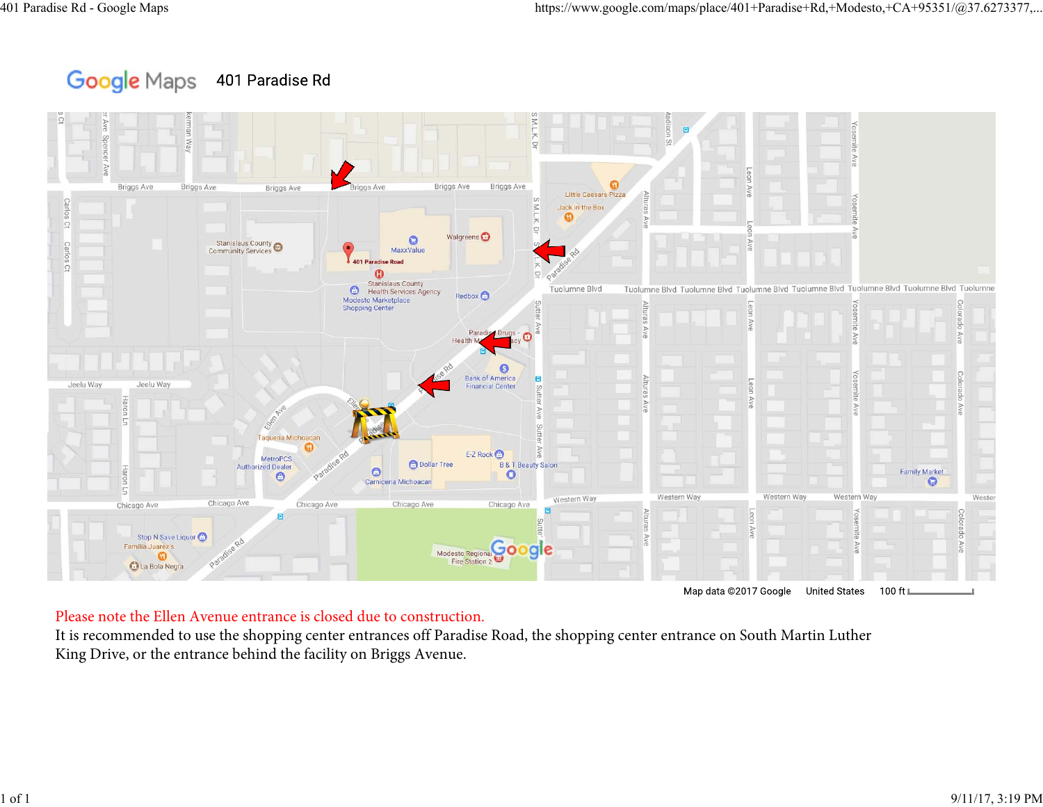# 401 Paradise Rd

Please note the Ellen Avenue entrance is closed due to construction.

It is recommended to use the shopping center entrances off Paradise Road, the shopping center entrance on South Martin Luther King Drive, or the entrance behind the facility on Briggs Avenue.